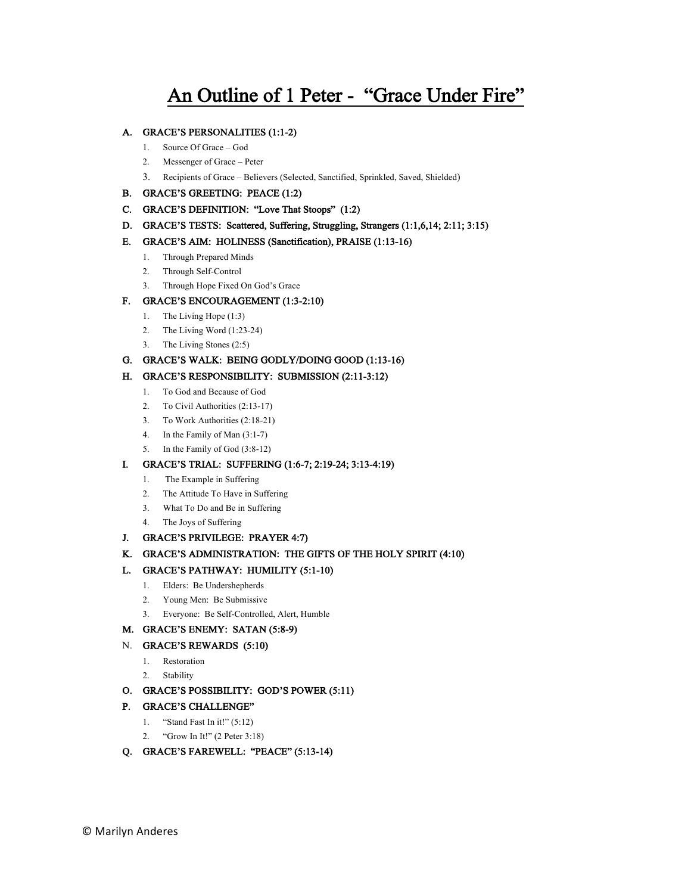# An Outline of 1 Peter - "Grace Under Fire"

**A. GRACE'S PERSONALITIES (1:1-2)**

1. Source Of Grace – God
2. Messenger of Grace – Peter
3. Recipients of Grace – Believers (Selected, Sanctified, Sprinkled, Saved, Shielded)

**B. GRACE'S GREETING: PEACE (1:2)**

**C. GRACE'S DEFINITION: "Love That Stoops" (1:2)**

**D. GRACE'S TESTS: Scattered, Suffering, Struggling, Strangers (1:1,6,14; 2:11; 3:15)**

**E. GRACE'S AIM: HOLINESS (Sanctification), PRAISE (1:13-16)**

1. Through Prepared Minds
2. Through Self-Control
3. Through Hope Fixed On God's Grace

**F. GRACE'S ENCOURAGEMENT (1:3-2:10)**

1. The Living Hope (1:3)
2. The Living Word (1:23-24)
3. The Living Stones (2:5)

**G. GRACE'S WALK: BEING GODLY/DOING GOOD (1:13-16)**

**H. GRACE'S RESPONSIBILITY: SUBMISSION (2:11-3:12)**

1. To God and Because of God
2. To Civil Authorities (2:13-17)
3. To Work Authorities (2:18-21)
4. In the Family of Man (3:1-7)
5. In the Family of God (3:8-12)

**I. GRACE'S TRIAL: SUFFERING (1:6-7; 2:19-24; 3:13-4:19)**

1. The Example in Suffering
2. The Attitude To Have in Suffering
3. What To Do and Be in Suffering
4. The Joys of Suffering

**J. GRACE'S PRIVILEGE: PRAYER 4:7)**

**K. GRACE'S ADMINISTRATION: THE GIFTS OF THE HOLY SPIRIT (4:10)**

**L. GRACE'S PATHWAY: HUMILITY (5:1-10)**

1. Elders: Be Undershepherds
2. Young Men: Be Submissive
3. Everyone: Be Self-Controlled, Alert, Humble

**M. GRACE'S ENEMY: SATAN (5:8-9)**

**N. GRACE'S REWARDS (5:10)**

1. Restoration
2. Stability

**O. GRACE'S POSSIBILITY: GOD'S POWER (5:11)**

**P. GRACE'S CHALLENGE"**

1. "Stand Fast In it!" (5:12)
2. "Grow In It!" (2 Peter 3:18)

**Q. GRACE'S FAREWELL: "PEACE" (5:13-14)**

© Marilyn Anderes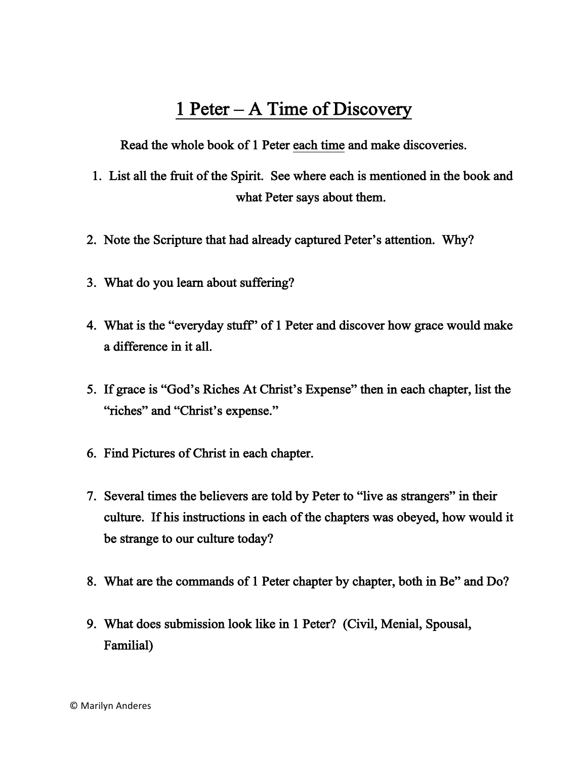# <u>1 Peter – A Time of Discovery</u>

Read the whole book of 1 Peter <u>each time</u> and make discoveries.

1. List all the fruit of the Spirit. See where each is mentioned in the book and what Peter says about them.
2. Note the Scripture that had already captured Peter's attention. Why?
3. What do you learn about suffering?
4. What is the "everyday stuff" of 1 Peter and discover how grace would make a difference in it all.
5. If grace is "God's Riches At Christ's Expense" then in each chapter, list the "riches" and "Christ's expense."
6. Find Pictures of Christ in each chapter.
7. Several times the believers are told by Peter to "live as strangers" in their culture. If his instructions in each of the chapters was obeyed, how would it be strange to our culture today?
8. What are the commands of 1 Peter chapter by chapter, both in Be" and Do?
9. What does submission look like in 1 Peter? (Civil, Menial, Spousal, Familial)

© Marilyn Anderes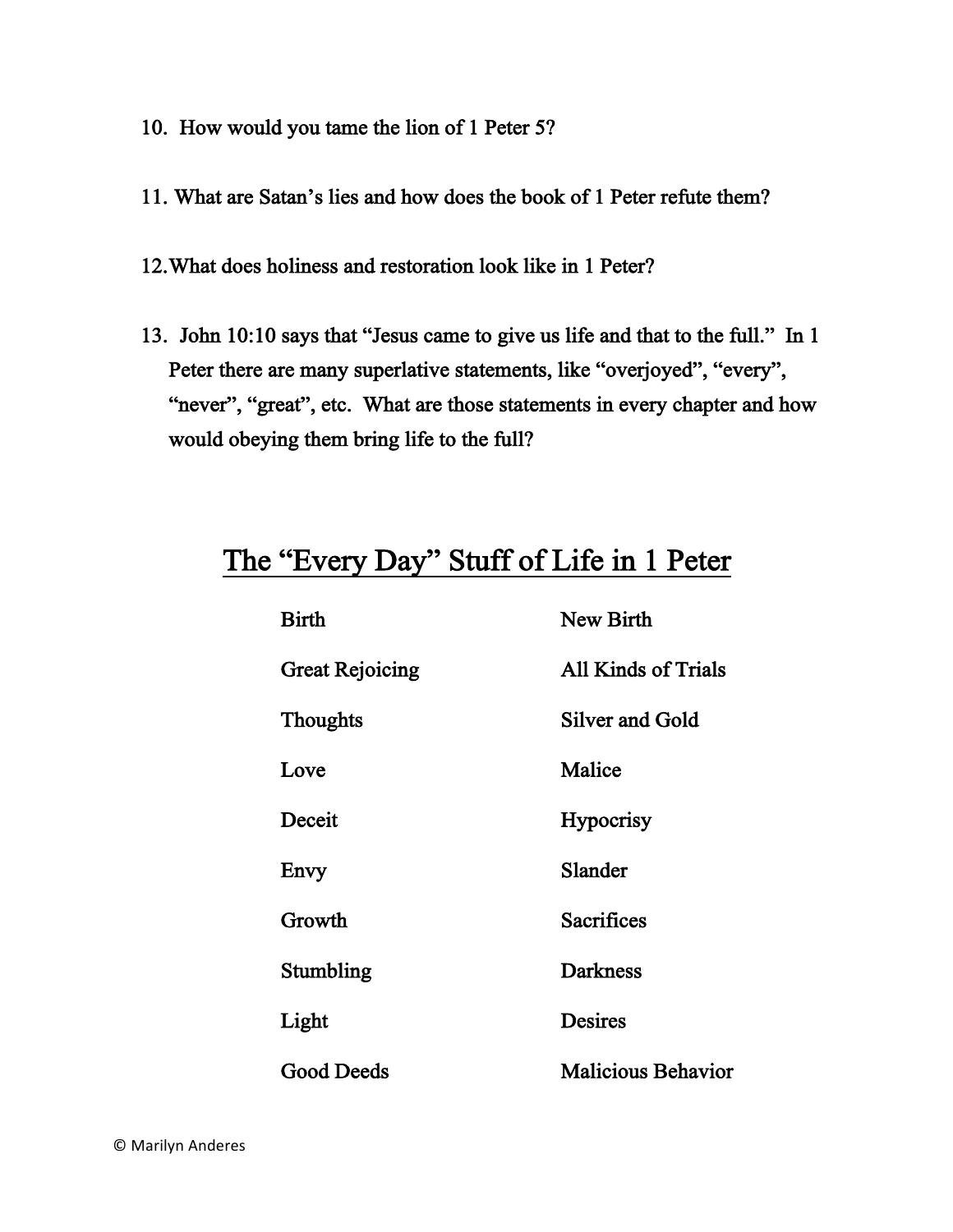10. How would you tame the lion of 1 Peter 5?

11. What are Satan's lies and how does the book of 1 Peter refute them?

12. What does holiness and restoration look like in 1 Peter?

13. John 10:10 says that "Jesus came to give us life and that to the full." In 1 Peter there are many superlative statements, like "overjoyed", "every", "never", "great", etc. What are those statements in every chapter and how would obeying them bring life to the full?

## The "Every Day" Stuff of Life in 1 Peter

| | |
|---|---|
| Birth | New Birth |
| Great Rejoicing | All Kinds of Trials |
| Thoughts | Silver and Gold |
| Love | Malice |
| Deceit | Hypocrisy |
| Envy | Slander |
| Growth | Sacrifices |
| Stumbling | Darkness |
| Light | Desires |
| Good Deeds | Malicious Behavior |

© Marilyn Anderes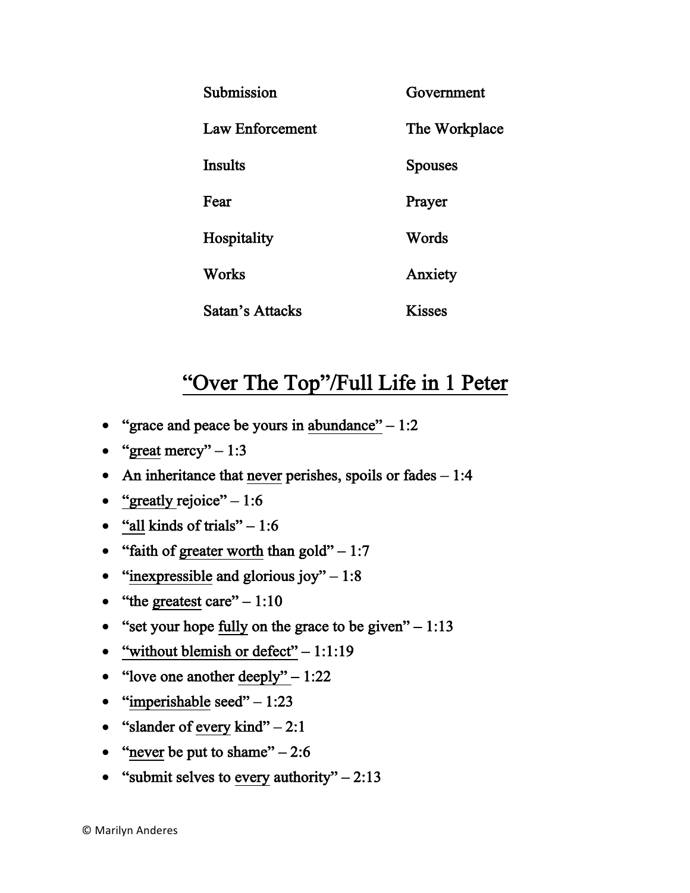| Submission | Government |
|---|---|
| Law Enforcement | The Workplace |
| Insults | Spouses |
| Fear | Prayer |
| Hospitality | Words |
| Works | Anxiety |
| Satan's Attacks | Kisses |

# "Over The Top"/Full Life in 1 Peter

- "grace and peace be yours in abundance" – 1:2
- "great mercy" – 1:3
- An inheritance that never perishes, spoils or fades – 1:4
- "greatly rejoice" – 1:6
- "all kinds of trials" – 1:6
- "faith of greater worth than gold" – 1:7
- "inexpressible and glorious joy" – 1:8
- "the greatest care" – 1:10
- "set your hope fully on the grace to be given" – 1:13
- "without blemish or defect" – 1:1:19
- "love one another deeply" – 1:22
- "imperishable seed" – 1:23
- "slander of every kind" – 2:1
- "never be put to shame" – 2:6
- "submit selves to every authority" – 2:13

© Marilyn Anderes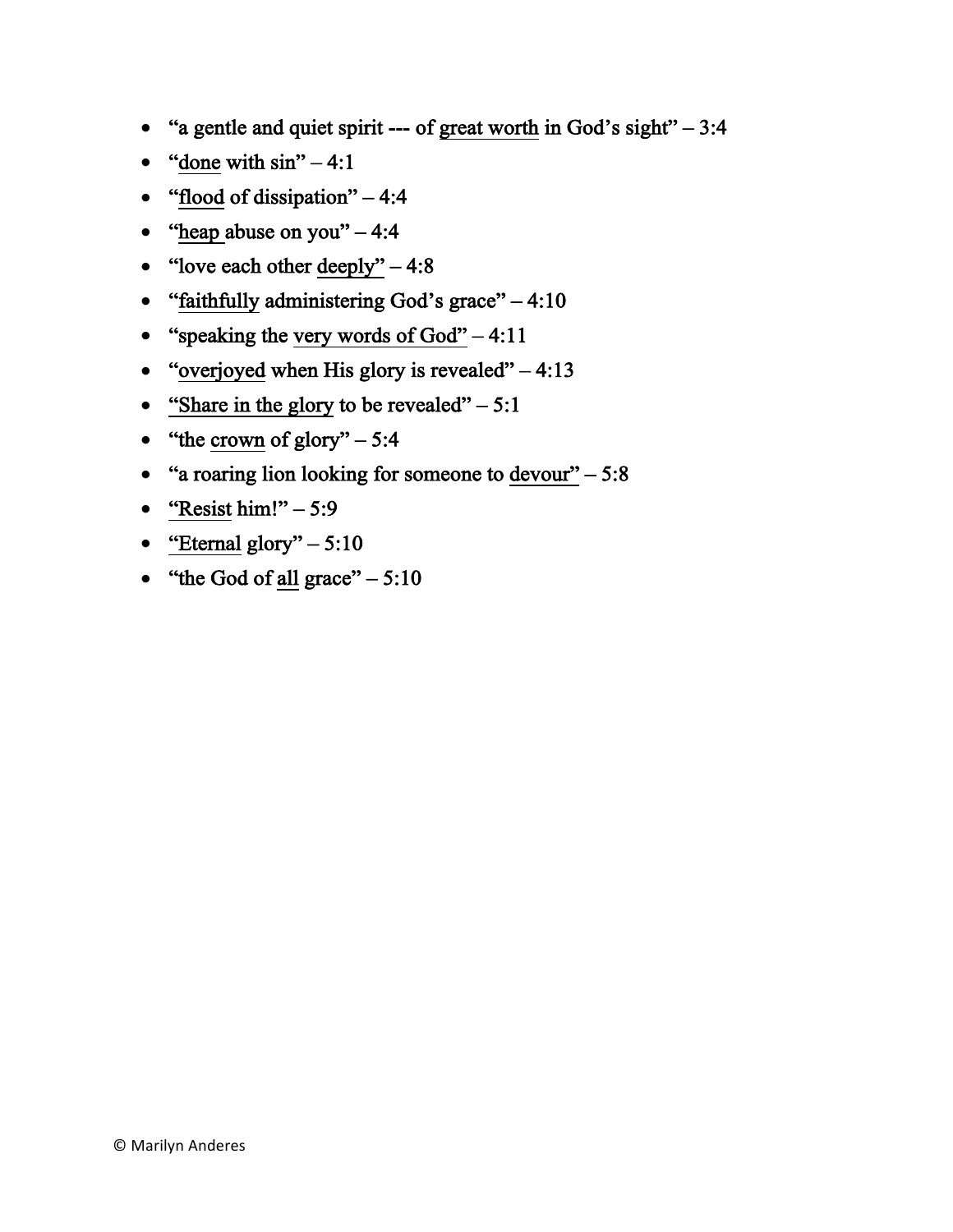- "a gentle and quiet spirit --- of <u>great worth</u> in God's sight" – 3:4
- "<u>done</u> with sin" – 4:1
- "<u>flood</u> of dissipation" – 4:4
- "<u>heap</u> abuse on you" – 4:4
- "love each other <u>deeply"</u> – 4:8
- "<u>faithfully</u> administering God's grace" – 4:10
- "speaking the <u>very words of God"</u> – 4:11
- "<u>overjoyed</u> when His glory is revealed" – 4:13
- <u>"Share in the glory</u> to be revealed" – 5:1
- "the <u>crown</u> of glory" – 5:4
- "a roaring lion looking for someone to <u>devour"</u> – 5:8
- <u>"Resist</u> him!" – 5:9
- <u>"Eternal</u> glory" – 5:10
- "the God of <u>all</u> grace" – 5:10

© Marilyn Anderes